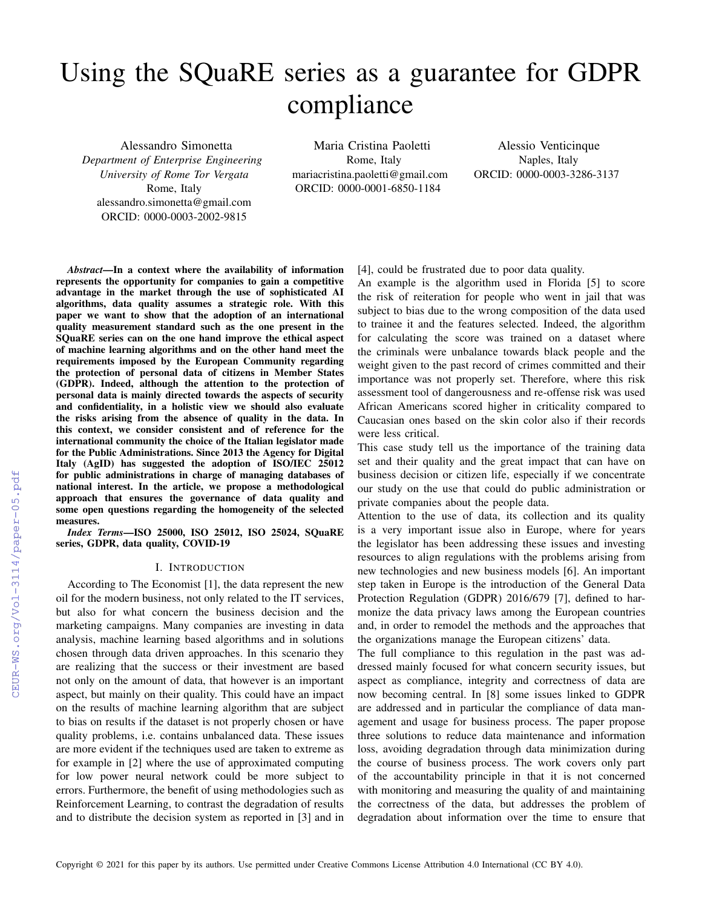# Using the SQuaRE series as a guarantee for GDPR compliance

Alessandro Simonetta
*Department of Enterprise Engineering*
*University of Rome Tor Vergata*
Rome, Italy
alessandro.simonetta@gmail.com
ORCID: 0000-0003-2002-9815

Maria Cristina Paoletti
Rome, Italy
mariacristina.paoletti@gmail.com
ORCID: 0000-0001-6850-1184

Alessio Venticinque
Naples, Italy
ORCID: 0000-0003-3286-3137

***Abstract*—In a context where the availability of information represents the opportunity for companies to gain a competitive advantage in the market through the use of sophisticated AI algorithms, data quality assumes a strategic role. With this paper we want to show that the adoption of an international quality measurement standard such as the one present in the SQuaRE series can on the one hand improve the ethical aspect of machine learning algorithms and on the other hand meet the requirements imposed by the European Community regarding the protection of personal data of citizens in Member States (GDPR). Indeed, although the attention to the protection of personal data is mainly directed towards the aspects of security and confidentiality, in a holistic view we should also evaluate the risks arising from the absence of quality in the data. In this context, we consider consistent and of reference for the international community the choice of the Italian legislator made for the Public Administrations. Since 2013 the Agency for Digital Italy (AgID) has suggested the adoption of ISO/IEC 25012 for public administrations in charge of managing databases of national interest. In the article, we propose a methodological approach that ensures the governance of data quality and some open questions regarding the homogeneity of the selected measures.**

***Index Terms*—ISO 25000, ISO 25012, ISO 25024, SQuaRE series, GDPR, data quality, COVID-19**

## I. Introduction

According to The Economist [1], the data represent the new oil for the modern business, not only related to the IT services, but also for what concern the business decision and the marketing campaigns. Many companies are investing in data analysis, machine learning based algorithms and in solutions chosen through data driven approaches. In this scenario they are realizing that the success or their investment are based not only on the amount of data, that however is an important aspect, but mainly on their quality. This could have an impact on the results of machine learning algorithm that are subject to bias on results if the dataset is not properly chosen or have quality problems, i.e. contains unbalanced data. These issues are more evident if the techniques used are taken to extreme as for example in [2] where the use of approximated computing for low power neural network could be more subject to errors. Furthermore, the benefit of using methodologies such as Reinforcement Learning, to contrast the degradation of results and to distribute the decision system as reported in [3] and in [4], could be frustrated due to poor data quality.

An example is the algorithm used in Florida [5] to score the risk of reiteration for people who went in jail that was subject to bias due to the wrong composition of the data used to trainee it and the features selected. Indeed, the algorithm for calculating the score was trained on a dataset where the criminals were unbalance towards black people and the weight given to the past record of crimes committed and their importance was not properly set. Therefore, where this risk assessment tool of dangerousness and re-offense risk was used African Americans scored higher in criticality compared to Caucasian ones based on the skin color also if their records were less critical.

This case study tell us the importance of the training data set and their quality and the great impact that can have on business decision or citizen life, especially if we concentrate our study on the use that could do public administration or private companies about the people data.

Attention to the use of data, its collection and its quality is a very important issue also in Europe, where for years the legislator has been addressing these issues and investing resources to align regulations with the problems arising from new technologies and new business models [6]. An important step taken in Europe is the introduction of the General Data Protection Regulation (GDPR) 2016/679 [7], defined to harmonize the data privacy laws among the European countries and, in order to remodel the methods and the approaches that the organizations manage the European citizens' data.

The full compliance to this regulation in the past was addressed mainly focused for what concern security issues, but aspect as compliance, integrity and correctness of data are now becoming central. In [8] some issues linked to GDPR are addressed and in particular the compliance of data management and usage for business process. The paper propose three solutions to reduce data maintenance and information loss, avoiding degradation through data minimization during the course of business process. The work covers only part of the accountability principle in that it is not concerned with monitoring and measuring the quality of and maintaining the correctness of the data, but addresses the problem of degradation about information over the time to ensure that

Copyright © 2021 for this paper by its authors. Use permitted under Creative Commons License Attribution 4.0 International (CC BY 4.0).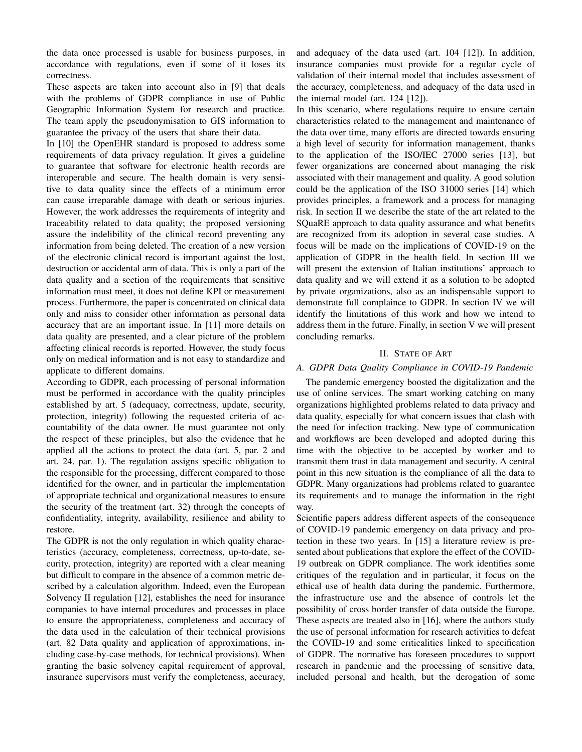the data once processed is usable for business purposes, in accordance with regulations, even if some of it loses its correctness.

These aspects are taken into account also in [9] that deals with the problems of GDPR compliance in use of Public Geographic Information System for research and practice. The team apply the pseudonymisation to GIS information to guarantee the privacy of the users that share their data.

In [10] the OpenEHR standard is proposed to address some requirements of data privacy regulation. It gives a guideline to guarantee that software for electronic health records are interoperable and secure. The health domain is very sensitive to data quality since the effects of a minimum error can cause irreparable damage with death or serious injuries. However, the work addresses the requirements of integrity and traceability related to data quality; the proposed versioning assure the indelibility of the clinical record preventing any information from being deleted. The creation of a new version of the electronic clinical record is important against the lost, destruction or accidental arm of data. This is only a part of the data quality and a section of the requirements that sensitive information must meet, it does not define KPI or measurement process. Furthermore, the paper is concentrated on clinical data only and miss to consider other information as personal data accuracy that are an important issue. In [11] more details on data quality are presented, and a clear picture of the problem affecting clinical records is reported. However, the study focus only on medical information and is not easy to standardize and applicate to different domains.

According to GDPR, each processing of personal information must be performed in accordance with the quality principles established by art. 5 (adequacy, correctness, update, security, protection, integrity) following the requested criteria of accountability of the data owner. He must guarantee not only the respect of these principles, but also the evidence that he applied all the actions to protect the data (art. 5, par. 2 and art. 24, par. 1). The regulation assigns specific obligation to the responsible for the processing, different compared to those identified for the owner, and in particular the implementation of appropriate technical and organizational measures to ensure the security of the treatment (art. 32) through the concepts of confidentiality, integrity, availability, resilience and ability to restore.

The GDPR is not the only regulation in which quality characteristics (accuracy, completeness, correctness, up-to-date, security, protection, integrity) are reported with a clear meaning but difficult to compare in the absence of a common metric described by a calculation algorithm. Indeed, even the European Solvency II regulation [12], establishes the need for insurance companies to have internal procedures and processes in place to ensure the appropriateness, completeness and accuracy of the data used in the calculation of their technical provisions (art. 82 Data quality and application of approximations, including case-by-case methods, for technical provisions). When granting the basic solvency capital requirement of approval, insurance supervisors must verify the completeness, accuracy, and adequacy of the data used (art. 104 [12]). In addition, insurance companies must provide for a regular cycle of validation of their internal model that includes assessment of the accuracy, completeness, and adequacy of the data used in the internal model (art. 124 [12]).

In this scenario, where regulations require to ensure certain characteristics related to the management and maintenance of the data over time, many efforts are directed towards ensuring a high level of security for information management, thanks to the application of the ISO/IEC 27000 series [13], but fewer organizations are concerned about managing the risk associated with their management and quality. A good solution could be the application of the ISO 31000 series [14] which provides principles, a framework and a process for managing risk. In section II we describe the state of the art related to the SQuaRE approach to data quality assurance and what benefits are recognized from its adoption in several case studies. A focus will be made on the implications of COVID-19 on the application of GDPR in the health field. In section III we will present the extension of Italian institutions' approach to data quality and we will extend it as a solution to be adopted by private organizations, also as an indispensable support to demonstrate full complaince to GDPR. In section IV we will identify the limitations of this work and how we intend to address them in the future. Finally, in section V we will present concluding remarks.

## II. State of Art

### A. GDPR Data Quality Compliance in COVID-19 Pandemic

The pandemic emergency boosted the digitalization and the use of online services. The smart working catching on many organizations highlighted problems related to data privacy and data quality, especially for what concern issues that clash with the need for infection tracking. New type of communication and workflows have been developed and adopted during this time with the objective to be accepted by worker and to transmit them trust in data management and security. A central point in this new situation is the compliance of all the data to GDPR. Many organizations had problems related to guarantee its requirements and to manage the information in the right way.

Scientific papers address different aspects of the consequence of COVID-19 pandemic emergency on data privacy and protection in these two years. In [15] a literature review is presented about publications that explore the effect of the COVID-19 outbreak on GDPR compliance. The work identifies some critiques of the regulation and in particular, it focus on the ethical use of health data during the pandemic. Furthermore, the infrastructure use and the absence of controls let the possibility of cross border transfer of data outside the Europe. These aspects are treated also in [16], where the authors study the use of personal information for research activities to defeat the COVID-19 and some criticalities linked to specification of GDPR. The normative has foreseen procedures to support research in pandemic and the processing of sensitive data, included personal and health, but the derogation of some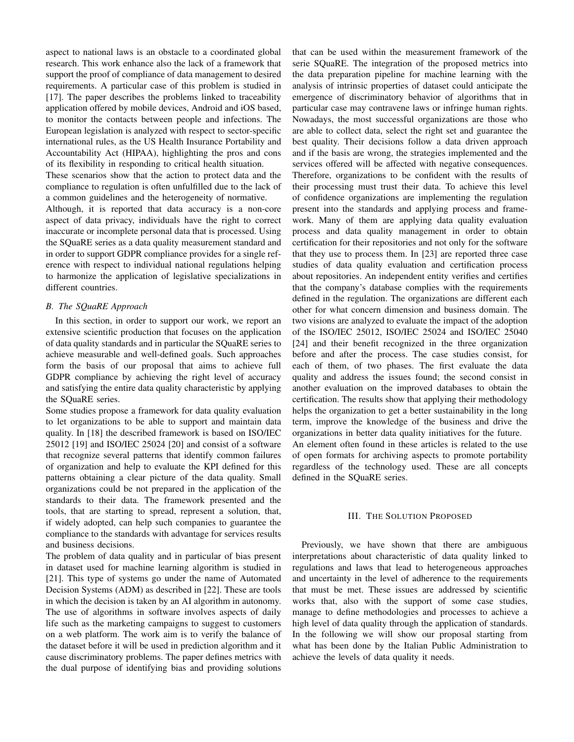aspect to national laws is an obstacle to a coordinated global research. This work enhance also the lack of a framework that support the proof of compliance of data management to desired requirements. A particular case of this problem is studied in [17]. The paper describes the problems linked to traceability application offered by mobile devices, Android and iOS based, to monitor the contacts between people and infections. The European legislation is analyzed with respect to sector-specific international rules, as the US Health Insurance Portability and Accountability Act (HIPAA), highlighting the pros and cons of its flexibility in responding to critical health situation.

These scenarios show that the action to protect data and the compliance to regulation is often unfulfilled due to the lack of a common guidelines and the heterogeneity of normative.

Although, it is reported that data accuracy is a non-core aspect of data privacy, individuals have the right to correct inaccurate or incomplete personal data that is processed. Using the SQuaRE series as a data quality measurement standard and in order to support GDPR compliance provides for a single reference with respect to individual national regulations helping to harmonize the application of legislative specializations in different countries.

### *B. The SQuaRE Approach*

In this section, in order to support our work, we report an extensive scientific production that focuses on the application of data quality standards and in particular the SQuaRE series to achieve measurable and well-defined goals. Such approaches form the basis of our proposal that aims to achieve full GDPR compliance by achieving the right level of accuracy and satisfying the entire data quality characteristic by applying the SQuaRE series.

Some studies propose a framework for data quality evaluation to let organizations to be able to support and maintain data quality. In [18] the described framework is based on ISO/IEC 25012 [19] and ISO/IEC 25024 [20] and consist of a software that recognize several patterns that identify common failures of organization and help to evaluate the KPI defined for this patterns obtaining a clear picture of the data quality. Small organizations could be not prepared in the application of the standards to their data. The framework presented and the tools, that are starting to spread, represent a solution, that, if widely adopted, can help such companies to guarantee the compliance to the standards with advantage for services results and business decisions.

The problem of data quality and in particular of bias present in dataset used for machine learning algorithm is studied in [21]. This type of systems go under the name of Automated Decision Systems (ADM) as described in [22]. These are tools in which the decision is taken by an AI algorithm in autonomy. The use of algorithms in software involves aspects of daily life such as the marketing campaigns to suggest to customers on a web platform. The work aim is to verify the balance of the dataset before it will be used in prediction algorithm and it cause discriminatory problems. The paper defines metrics with the dual purpose of identifying bias and providing solutions that can be used within the measurement framework of the serie SQuaRE. The integration of the proposed metrics into the data preparation pipeline for machine learning with the analysis of intrinsic properties of dataset could anticipate the emergence of discriminatory behavior of algorithms that in particular case may contravene laws or infringe human rights.

Nowadays, the most successful organizations are those who are able to collect data, select the right set and guarantee the best quality. Their decisions follow a data driven approach and if the basis are wrong, the strategies implemented and the services offered will be affected with negative consequences. Therefore, organizations to be confident with the results of their processing must trust their data. To achieve this level of confidence organizations are implementing the regulation present into the standards and applying process and framework. Many of them are applying data quality evaluation process and data quality management in order to obtain certification for their repositories and not only for the software that they use to process them. In [23] are reported three case studies of data quality evaluation and certification process about repositories. An independent entity verifies and certifies that the company's database complies with the requirements defined in the regulation. The organizations are different each other for what concern dimension and business domain. The two visions are analyzed to evaluate the impact of the adoption of the ISO/IEC 25012, ISO/IEC 25024 and ISO/IEC 25040 [24] and their benefit recognized in the three organization before and after the process. The case studies consist, for each of them, of two phases. The first evaluate the data quality and address the issues found; the second consist in another evaluation on the improved databases to obtain the certification. The results show that applying their methodology helps the organization to get a better sustainability in the long term, improve the knowledge of the business and drive the organizations in better data quality initiatives for the future.

An element often found in these articles is related to the use of open formats for archiving aspects to promote portability regardless of the technology used. These are all concepts defined in the SQuaRE series.

## III. The Solution Proposed

Previously, we have shown that there are ambiguous interpretations about characteristic of data quality linked to regulations and laws that lead to heterogeneous approaches and uncertainty in the level of adherence to the requirements that must be met. These issues are addressed by scientific works that, also with the support of some case studies, manage to define methodologies and processes to achieve a high level of data quality through the application of standards. In the following we will show our proposal starting from what has been done by the Italian Public Administration to achieve the levels of data quality it needs.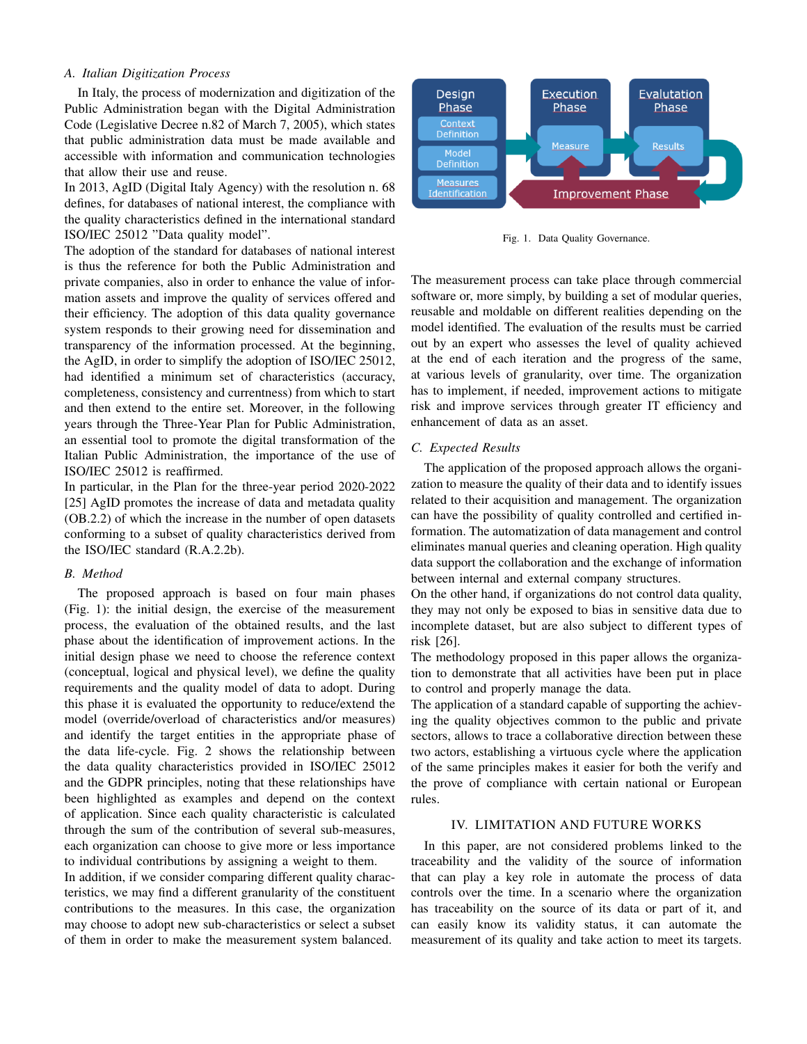### A. Italian Digitization Process

In Italy, the process of modernization and digitization of the Public Administration began with the Digital Administration Code (Legislative Decree n.82 of March 7, 2005), which states that public administration data must be made available and accessible with information and communication technologies that allow their use and reuse.

In 2013, AgID (Digital Italy Agency) with the resolution n. 68 defines, for databases of national interest, the compliance with the quality characteristics defined in the international standard ISO/IEC 25012 "Data quality model".

The adoption of the standard for databases of national interest is thus the reference for both the Public Administration and private companies, also in order to enhance the value of information assets and improve the quality of services offered and their efficiency. The adoption of this data quality governance system responds to their growing need for dissemination and transparency of the information processed. At the beginning, the AgID, in order to simplify the adoption of ISO/IEC 25012, had identified a minimum set of characteristics (accuracy, completeness, consistency and currentness) from which to start and then extend to the entire set. Moreover, in the following years through the Three-Year Plan for Public Administration, an essential tool to promote the digital transformation of the Italian Public Administration, the importance of the use of ISO/IEC 25012 is reaffirmed.

In particular, in the Plan for the three-year period 2020-2022 [25] AgID promotes the increase of data and metadata quality (OB.2.2) of which the increase in the number of open datasets conforming to a subset of quality characteristics derived from the ISO/IEC standard (R.A.2.2b).

### B. Method

The proposed approach is based on four main phases (Fig. 1): the initial design, the exercise of the measurement process, the evaluation of the obtained results, and the last phase about the identification of improvement actions. In the initial design phase we need to choose the reference context (conceptual, logical and physical level), we define the quality requirements and the quality model of data to adopt. During this phase it is evaluated the opportunity to reduce/extend the model (override/overload of characteristics and/or measures) and identify the target entities in the appropriate phase of the data life-cycle. Fig. 2 shows the relationship between the data quality characteristics provided in ISO/IEC 25012 and the GDPR principles, noting that these relationships have been highlighted as examples and depend on the context of application. Since each quality characteristic is calculated through the sum of the contribution of several sub-measures, each organization can choose to give more or less importance to individual contributions by assigning a weight to them.

In addition, if we consider comparing different quality characteristics, we may find a different granularity of the constituent contributions to the measures. In this case, the organization may choose to adopt new sub-characteristics or select a subset of them in order to make the measurement system balanced.

Design Phase: Context Definition, Model Definition, Measures Identification → Execution Phase: Measure → Evalutation Phase: Results → Improvement Phase

Fig. 1. Data Quality Governance.

The measurement process can take place through commercial software or, more simply, by building a set of modular queries, reusable and moldable on different realities depending on the model identified. The evaluation of the results must be carried out by an expert who assesses the level of quality achieved at the end of each iteration and the progress of the same, at various levels of granularity, over time. The organization has to implement, if needed, improvement actions to mitigate risk and improve services through greater IT efficiency and enhancement of data as an asset.

### C. Expected Results

The application of the proposed approach allows the organization to measure the quality of their data and to identify issues related to their acquisition and management. The organization can have the possibility of quality controlled and certified information. The automatization of data management and control eliminates manual queries and cleaning operation. High quality data support the collaboration and the exchange of information between internal and external company structures.

On the other hand, if organizations do not control data quality, they may not only be exposed to bias in sensitive data due to incomplete dataset, but are also subject to different types of risk [26].

The methodology proposed in this paper allows the organization to demonstrate that all activities have been put in place to control and properly manage the data.

The application of a standard capable of supporting the achieving the quality objectives common to the public and private sectors, allows to trace a collaborative direction between these two actors, establishing a virtuous cycle where the application of the same principles makes it easier for both the verify and the prove of compliance with certain national or European rules.

## IV. LIMITATION AND FUTURE WORKS

In this paper, are not considered problems linked to the traceability and the validity of the source of information that can play a key role in automate the process of data controls over the time. In a scenario where the organization has traceability on the source of its data or part of it, and can easily know its validity status, it can automate the measurement of its quality and take action to meet its targets.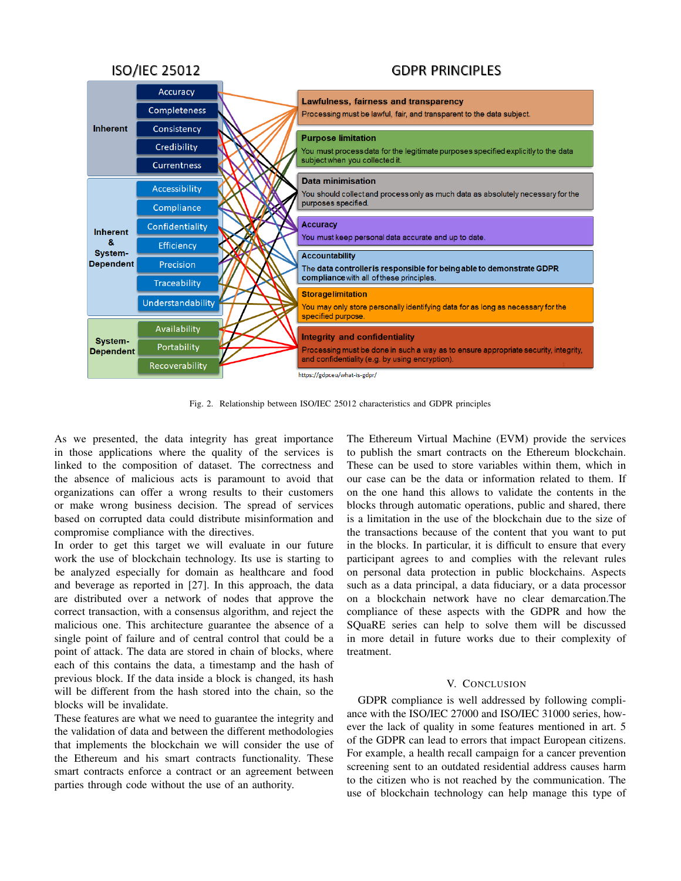Fig. 2. Relationship between ISO/IEC 25012 characteristics and GDPR principles

As we presented, the data integrity has great importance in those applications where the quality of the services is linked to the composition of dataset. The correctness and the absence of malicious acts is paramount to avoid that organizations can offer a wrong results to their customers or make wrong business decision. The spread of services based on corrupted data could distribute misinformation and compromise compliance with the directives.

In order to get this target we will evaluate in our future work the use of blockchain technology. Its use is starting to be analyzed especially for domain as healthcare and food and beverage as reported in [27]. In this approach, the data are distributed over a network of nodes that approve the correct transaction, with a consensus algorithm, and reject the malicious one. This architecture guarantee the absence of a single point of failure and of central control that could be a point of attack. The data are stored in chain of blocks, where each of this contains the data, a timestamp and the hash of previous block. If the data inside a block is changed, its hash will be different from the hash stored into the chain, so the blocks will be invalidate.

These features are what we need to guarantee the integrity and the validation of data and between the different methodologies that implements the blockchain we will consider the use of the Ethereum and his smart contracts functionality. These smart contracts enforce a contract or an agreement between parties through code without the use of an authority.

The Ethereum Virtual Machine (EVM) provide the services to publish the smart contracts on the Ethereum blockchain. These can be used to store variables within them, which in our case can be the data or information related to them. If on the one hand this allows to validate the contents in the blocks through automatic operations, public and shared, there is a limitation in the use of the blockchain due to the size of the transactions because of the content that you want to put in the blocks. In particular, it is difficult to ensure that every participant agrees to and complies with the relevant rules on personal data protection in public blockchains. Aspects such as a data principal, a data fiduciary, or a data processor on a blockchain network have no clear demarcation.The compliance of these aspects with the GDPR and how the SQuaRE series can help to solve them will be discussed in more detail in future works due to their complexity of treatment.

## V. Conclusion

GDPR compliance is well addressed by following compliance with the ISO/IEC 27000 and ISO/IEC 31000 series, however the lack of quality in some features mentioned in art. 5 of the GDPR can lead to errors that impact European citizens. For example, a health recall campaign for a cancer prevention screening sent to an outdated residential address causes harm to the citizen who is not reached by the communication. The use of blockchain technology can help manage this type of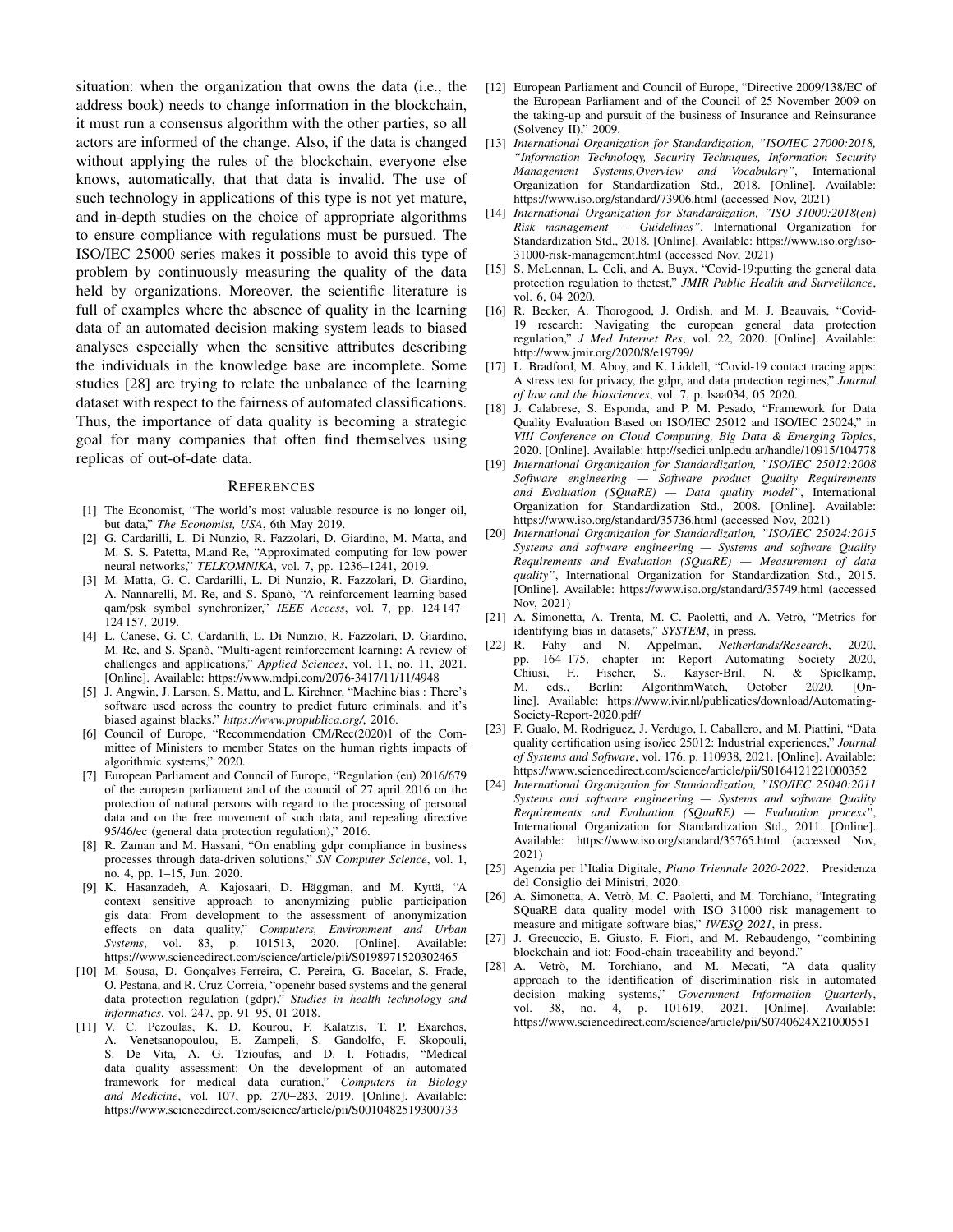situation: when the organization that owns the data (i.e., the address book) needs to change information in the blockchain, it must run a consensus algorithm with the other parties, so all actors are informed of the change. Also, if the data is changed without applying the rules of the blockchain, everyone else knows, automatically, that that data is invalid. The use of such technology in applications of this type is not yet mature, and in-depth studies on the choice of appropriate algorithms to ensure compliance with regulations must be pursued. The ISO/IEC 25000 series makes it possible to avoid this type of problem by continuously measuring the quality of the data held by organizations. Moreover, the scientific literature is full of examples where the absence of quality in the learning data of an automated decision making system leads to biased analyses especially when the sensitive attributes describing the individuals in the knowledge base are incomplete. Some studies [28] are trying to relate the unbalance of the learning dataset with respect to the fairness of automated classifications. Thus, the importance of data quality is becoming a strategic goal for many companies that often find themselves using replicas of out-of-date data.

## References

[1] The Economist, "The world's most valuable resource is no longer oil, but data," *The Economist, USA*, 6th May 2019.

[2] G. Cardarilli, L. Di Nunzio, R. Fazzolari, D. Giardino, M. Matta, and M. S. S. Patetta, M.and Re, "Approximated computing for low power neural networks," *TELKOMNIKA*, vol. 7, pp. 1236–1241, 2019.

[3] M. Matta, G. C. Cardarilli, L. Di Nunzio, R. Fazzolari, D. Giardino, A. Nannarelli, M. Re, and S. Spanò, "A reinforcement learning-based qam/psk symbol synchronizer," *IEEE Access*, vol. 7, pp. 124 147–124 157, 2019.

[4] L. Canese, G. C. Cardarilli, L. Di Nunzio, R. Fazzolari, D. Giardino, M. Re, and S. Spanò, "Multi-agent reinforcement learning: A review of challenges and applications," *Applied Sciences*, vol. 11, no. 11, 2021. [Online]. Available: https://www.mdpi.com/2076-3417/11/11/4948

[5] J. Angwin, J. Larson, S. Mattu, and L. Kirchner, "Machine bias : There's software used across the country to predict future criminals. and it's biased against blacks." *https://www.propublica.org/*, 2016.

[6] Council of Europe, "Recommendation CM/Rec(2020)1 of the Committee of Ministers to member States on the human rights impacts of algorithmic systems," 2020.

[7] European Parliament and Council of Europe, "Regulation (eu) 2016/679 of the european parliament and of the council of 27 april 2016 on the protection of natural persons with regard to the processing of personal data and on the free movement of such data, and repealing directive 95/46/ec (general data protection regulation)," 2016.

[8] R. Zaman and M. Hassani, "On enabling gdpr compliance in business processes through data-driven solutions," *SN Computer Science*, vol. 1, no. 4, pp. 1–15, Jun. 2020.

[9] K. Hasanzadeh, A. Kajosaari, D. Häggman, and M. Kyttä, "A context sensitive approach to anonymizing public participation gis data: From development to the assessment of anonymization effects on data quality," *Computers, Environment and Urban Systems*, vol. 83, p. 101513, 2020. [Online]. Available: https://www.sciencedirect.com/science/article/pii/S0198971520302465

[10] M. Sousa, D. Gonçalves-Ferreira, C. Pereira, G. Bacelar, S. Frade, O. Pestana, and R. Cruz-Correia, "openehr based systems and the general data protection regulation (gdpr)," *Studies in health technology and informatics*, vol. 247, pp. 91–95, 01 2018.

[11] V. C. Pezoulas, K. D. Kourou, F. Kalatzis, T. P. Exarchos, A. Venetsanopoulou, E. Zampeli, S. Gandolfo, F. Skopouli, S. De Vita, A. G. Tzioufas, and D. I. Fotiadis, "Medical data quality assessment: On the development of an automated framework for medical data curation," *Computers in Biology and Medicine*, vol. 107, pp. 270–283, 2019. [Online]. Available: https://www.sciencedirect.com/science/article/pii/S0010482519300733

[12] European Parliament and Council of Europe, "Directive 2009/138/EC of the European Parliament and of the Council of 25 November 2009 on the taking-up and pursuit of the business of Insurance and Reinsurance (Solvency II)," 2009.

[13] *International Organization for Standardization, "ISO/IEC 27000:2018, "Information Technology, Security Techniques, Information Security Management Systems,Overview and Vocabulary"*, International Organization for Standardization Std., 2018. [Online]. Available: https://www.iso.org/standard/73906.html (accessed Nov, 2021)

[14] *International Organization for Standardization, "ISO 31000:2018(en) Risk management — Guidelines"*, International Organization for Standardization Std., 2018. [Online]. Available: https://www.iso.org/iso-31000-risk-management.html (accessed Nov, 2021)

[15] S. McLennan, L. Celi, and A. Buyx, "Covid-19:putting the general data protection regulation to thetest," *JMIR Public Health and Surveillance*, vol. 6, 04 2020.

[16] R. Becker, A. Thorogood, J. Ordish, and M. J. Beauvais, "Covid-19 research: Navigating the european general data protection regulation," *J Med Internet Res*, vol. 22, 2020. [Online]. Available: http://www.jmir.org/2020/8/e19799/

[17] L. Bradford, M. Aboy, and K. Liddell, "Covid-19 contact tracing apps: A stress test for privacy, the gdpr, and data protection regimes," *Journal of law and the biosciences*, vol. 7, p. lsaa034, 05 2020.

[18] J. Calabrese, S. Esponda, and P. M. Pesado, "Framework for Data Quality Evaluation Based on ISO/IEC 25012 and ISO/IEC 25024," in *VIII Conference on Cloud Computing, Big Data & Emerging Topics*, 2020. [Online]. Available: http://sedici.unlp.edu.ar/handle/10915/104778

[19] *International Organization for Standardization, "ISO/IEC 25012:2008 Software engineering — Software product Quality Requirements and Evaluation (SQuaRE) — Data quality model"*, International Organization for Standardization Std., 2008. [Online]. Available: https://www.iso.org/standard/35736.html (accessed Nov, 2021)

[20] *International Organization for Standardization, "ISO/IEC 25024:2015 Systems and software engineering — Systems and software Quality Requirements and Evaluation (SQuaRE) — Measurement of data quality"*, International Organization for Standardization Std., 2015. [Online]. Available: https://www.iso.org/standard/35749.html (accessed Nov, 2021)

[21] A. Simonetta, A. Trenta, M. C. Paoletti, and A. Vetrò, "Metrics for identifying bias in datasets," *SYSTEM*, in press.

[22] R. Fahy and N. Appelman, *Netherlands/Research*, 2020, pp. 164–175, chapter in: Report Automating Society 2020, Chiusi, F., Fischer, S., Kayser-Bril, N. & Spielkamp, M. eds., Berlin: AlgorithmWatch, October 2020. [Online]. Available: https://www.ivir.nl/publicaties/download/Automating-Society-Report-2020.pdf/

[23] F. Gualo, M. Rodriguez, J. Verdugo, I. Caballero, and M. Piattini, "Data quality certification using iso/iec 25012: Industrial experiences," *Journal of Systems and Software*, vol. 176, p. 110938, 2021. [Online]. Available: https://www.sciencedirect.com/science/article/pii/S0164121221000352

[24] *International Organization for Standardization, "ISO/IEC 25040:2011 Systems and software engineering — Systems and software Quality Requirements and Evaluation (SQuaRE) — Evaluation process"*, International Organization for Standardization Std., 2011. [Online]. Available: https://www.iso.org/standard/35765.html (accessed Nov, 2021)

[25] Agenzia per l'Italia Digitale, *Piano Triennale 2020-2022*. Presidenza del Consiglio dei Ministri, 2020.

[26] A. Simonetta, A. Vetrò, M. C. Paoletti, and M. Torchiano, "Integrating SQuaRE data quality model with ISO 31000 risk management to measure and mitigate software bias," *IWESQ 2021*, in press.

[27] J. Grecuccio, E. Giusto, F. Fiori, and M. Rebaudengo, "combining blockchain and iot: Food-chain traceability and beyond."

[28] A. Vetrò, M. Torchiano, and M. Mecati, "A data quality approach to the identification of discrimination risk in automated decision making systems," *Government Information Quarterly*, vol. 38, no. 4, p. 101619, 2021. [Online]. Available: https://www.sciencedirect.com/science/article/pii/S0740624X21000551